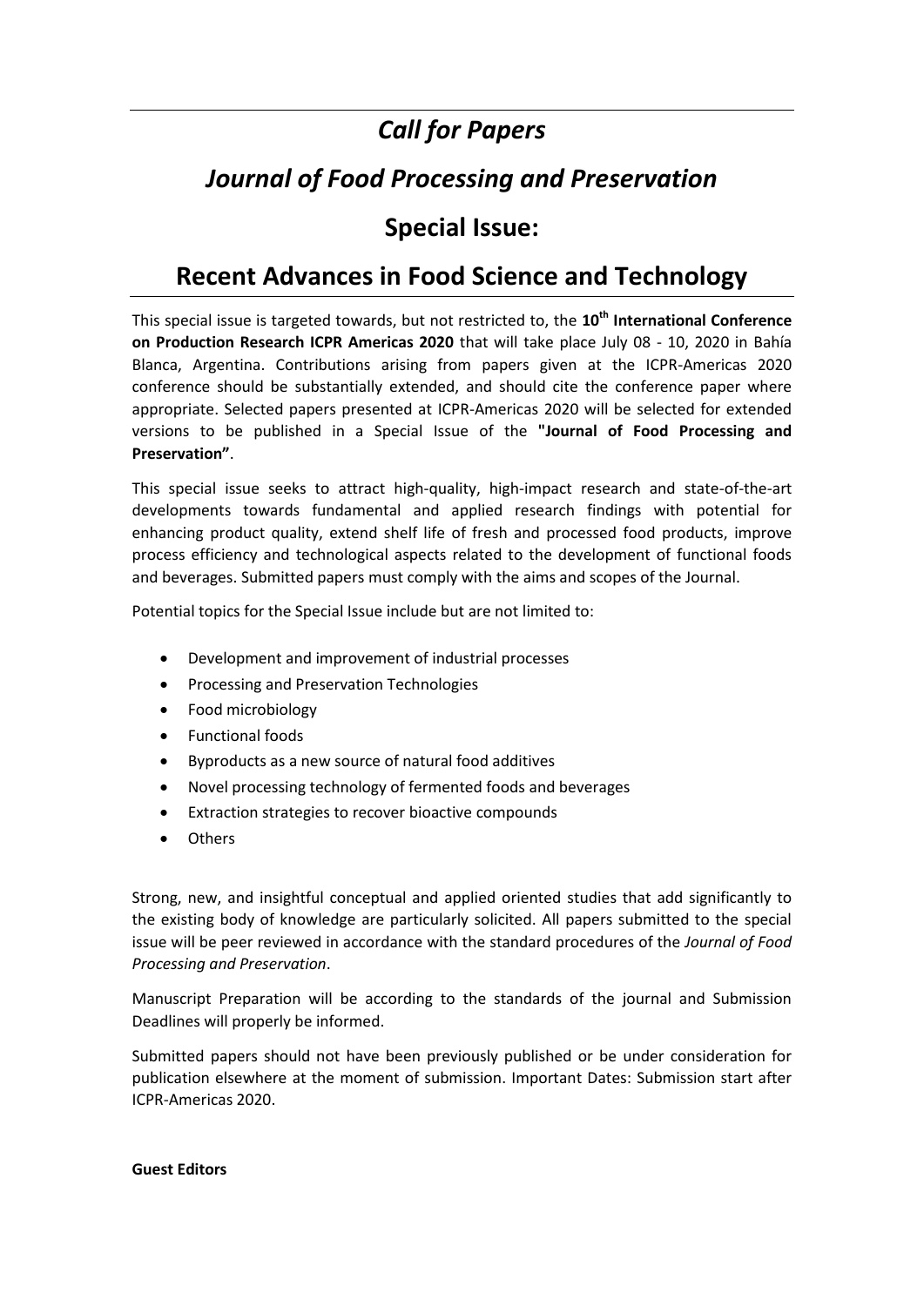# *Call for Papers*

# *Journal of Food Processing and Preservation*

# Special Issue:

# Recent Advances in Food Science and Technology

This special issue is targeted towards, but not restricted to, the **10th International Conference on Production Research ICPR Americas 2020** that will take place July 08 - 10, 2020 in Bahía Blanca, Argentina. Contributions arising from papers given at the ICPR-Americas 2020 conference should be substantially extended, and should cite the conference paper where appropriate. Selected papers presented at ICPR-Americas 2020 will be selected for extended versions to be published in a Special Issue of the **"Journal of Food Processing and Preservation"**.

This special issue seeks to attract high-quality, high-impact research and state-of-the-art developments towards fundamental and applied research findings with potential for enhancing product quality, extend shelf life of fresh and processed food products, improve process efficiency and technological aspects related to the development of functional foods and beverages. Submitted papers must comply with the aims and scopes of the Journal.

Potential topics for the Special Issue include but are not limited to:

- Development and improvement of industrial processes
- Processing and Preservation Technologies
- Food microbiology
- Functional foods
- Byproducts as a new source of natural food additives
- Novel processing technology of fermented foods and beverages
- Extraction strategies to recover bioactive compounds
- Others

Strong, new, and insightful conceptual and applied oriented studies that add significantly to the existing body of knowledge are particularly solicited. All papers submitted to the special issue will be peer reviewed in accordance with the standard procedures of the *Journal of Food Processing and Preservation*.

Manuscript Preparation will be according to the standards of the journal and Submission Deadlines will properly be informed.

Submitted papers should not have been previously published or be under consideration for publication elsewhere at the moment of submission. Important Dates: Submission start after ICPR-Americas 2020.

**Guest Editors**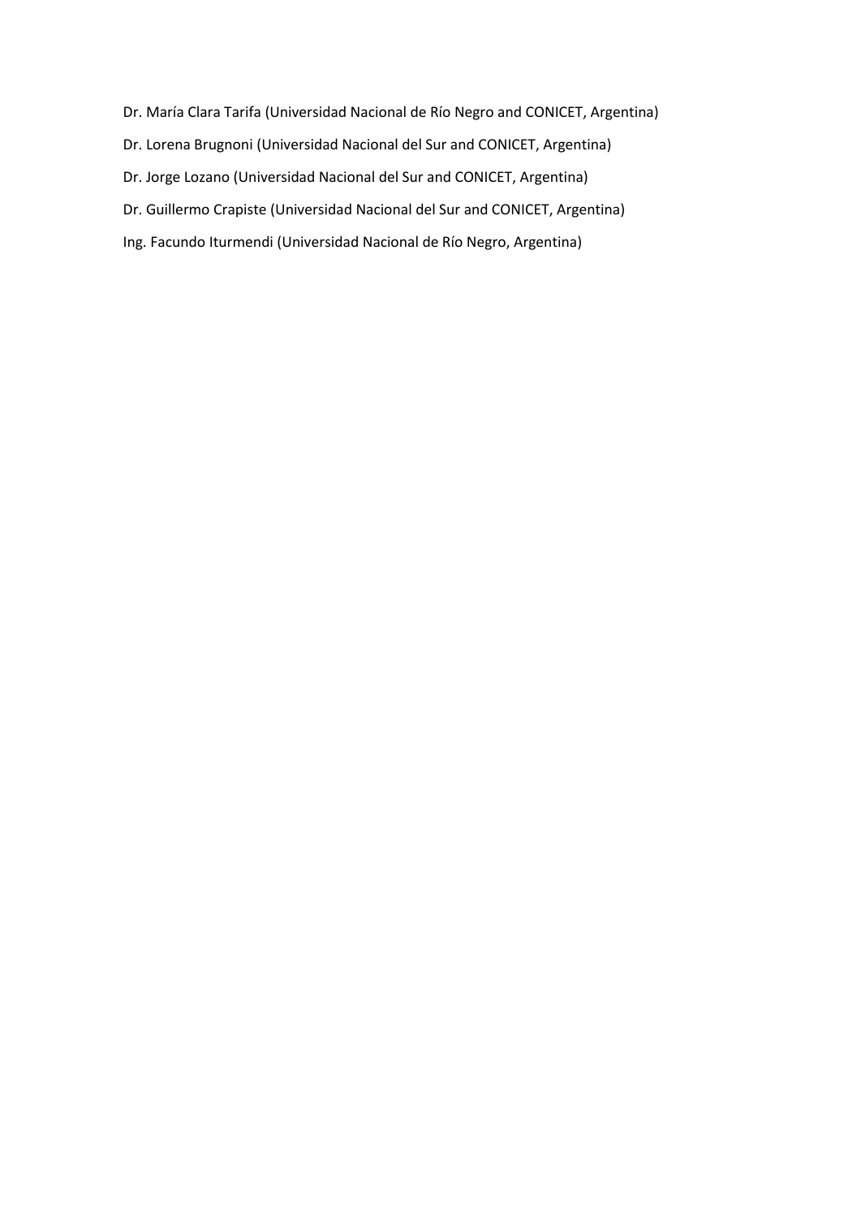Dr. María Clara Tarifa (Universidad Nacional de Río Negro and CONICET, Argentina)

Dr. Lorena Brugnoni (Universidad Nacional del Sur and CONICET, Argentina)

Dr. Jorge Lozano (Universidad Nacional del Sur and CONICET, Argentina)

Dr. Guillermo Crapiste (Universidad Nacional del Sur and CONICET, Argentina)

Ing. Facundo Iturmendi (Universidad Nacional de Río Negro, Argentina)